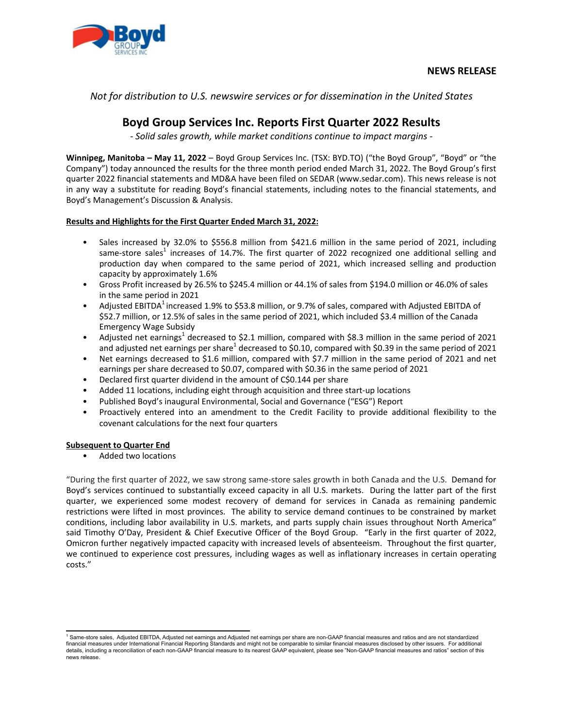**NEWS RELEASE**

*Not for distribution to U.S. newswire services or for dissemination in the United States*

# Boyd Group Services Inc. Reports First Quarter 2022 Results

*- Solid sales growth, while market conditions continue to impact margins -*

**Winnipeg, Manitoba – May 11, 2022** – Boyd Group Services Inc. (TSX: BYD.TO) ("the Boyd Group", "Boyd" or "the Company") today announced the results for the three month period ended March 31, 2022. The Boyd Group's first quarter 2022 financial statements and MD&A have been filed on SEDAR (www.sedar.com). This news release is not in any way a substitute for reading Boyd's financial statements, including notes to the financial statements, and Boyd's Management's Discussion & Analysis.

**Results and Highlights for the First Quarter Ended March 31, 2022:**

- Sales increased by 32.0% to $556.8 million from $421.6 million in the same period of 2021, including same-store sales[1] increases of 14.7%. The first quarter of 2022 recognized one additional selling and production day when compared to the same period of 2021, which increased selling and production capacity by approximately 1.6%
- Gross Profit increased by 26.5% to $245.4 million or 44.1% of sales from $194.0 million or 46.0% of sales in the same period in 2021
- Adjusted EBITDA[1] increased 1.9% to $53.8 million, or 9.7% of sales, compared with Adjusted EBITDA of $52.7 million, or 12.5% of sales in the same period of 2021, which included $3.4 million of the Canada Emergency Wage Subsidy
- Adjusted net earnings[1] decreased to $2.1 million, compared with $8.3 million in the same period of 2021 and adjusted net earnings per share[1] decreased to $0.10, compared with $0.39 in the same period of 2021
- Net earnings decreased to $1.6 million, compared with $7.7 million in the same period of 2021 and net earnings per share decreased to $0.07, compared with $0.36 in the same period of 2021
- Declared first quarter dividend in the amount of C$0.144 per share
- Added 11 locations, including eight through acquisition and three start-up locations
- Published Boyd's inaugural Environmental, Social and Governance ("ESG") Report
- Proactively entered into an amendment to the Credit Facility to provide additional flexibility to the covenant calculations for the next four quarters

**Subsequent to Quarter End**

- Added two locations

"During the first quarter of 2022, we saw strong same-store sales growth in both Canada and the U.S. Demand for Boyd's services continued to substantially exceed capacity in all U.S. markets. During the latter part of the first quarter, we experienced some modest recovery of demand for services in Canada as remaining pandemic restrictions were lifted in most provinces. The ability to service demand continues to be constrained by market conditions, including labor availability in U.S. markets, and parts supply chain issues throughout North America" said Timothy O'Day, President & Chief Executive Officer of the Boyd Group. "Early in the first quarter of 2022, Omicron further negatively impacted capacity with increased levels of absenteeism. Throughout the first quarter, we continued to experience cost pressures, including wages as well as inflationary increases in certain operating costs."

---

[1] Same-store sales, Adjusted EBITDA, Adjusted net earnings and Adjusted net earnings per share are non-GAAP financial measures and ratios and are not standardized financial measures under International Financial Reporting Standards and might not be comparable to similar financial measures disclosed by other issuers. For additional details, including a reconciliation of each non-GAAP financial measure to its nearest GAAP equivalent, please see "Non-GAAP financial measures and ratios" section of this news release.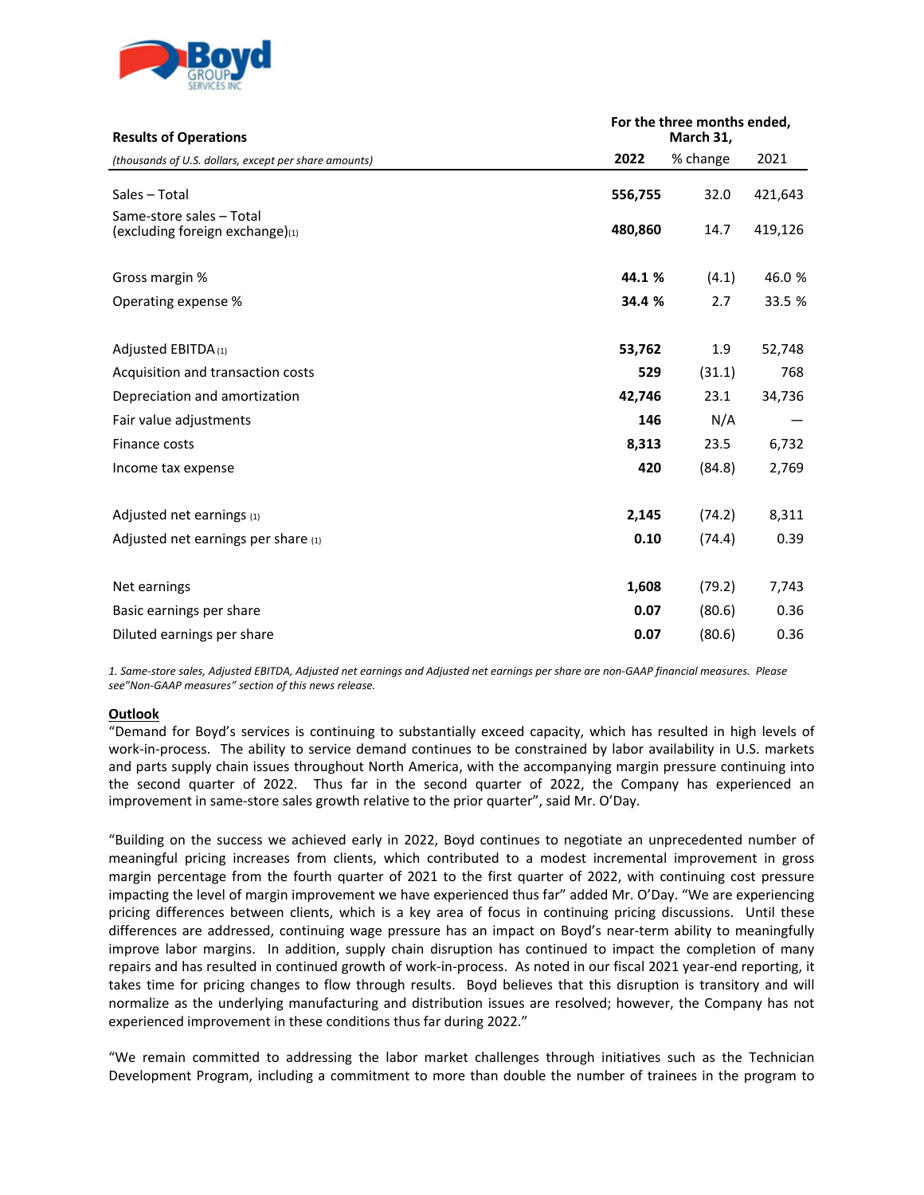| Results of Operations | For the three months ended, March 31, | | |
|---|---|---|---|
| *(thousands of U.S. dollars, except per share amounts)* | **2022** | % change | 2021 |
| Sales – Total | **556,755** | 32.0 | 421,643 |
| Same-store sales – Total (excluding foreign exchange)(1) | **480,860** | 14.7 | 419,126 |
| Gross margin % | **44.1 %** | (4.1) | 46.0 % |
| Operating expense % | **34.4 %** | 2.7 | 33.5 % |
| Adjusted EBITDA (1) | **53,762** | 1.9 | 52,748 |
| Acquisition and transaction costs | **529** | (31.1) | 768 |
| Depreciation and amortization | **42,746** | 23.1 | 34,736 |
| Fair value adjustments | **146** | N/A | — |
| Finance costs | **8,313** | 23.5 | 6,732 |
| Income tax expense | **420** | (84.8) | 2,769 |
| Adjusted net earnings (1) | **2,145** | (74.2) | 8,311 |
| Adjusted net earnings per share (1) | **0.10** | (74.4) | 0.39 |
| Net earnings | **1,608** | (79.2) | 7,743 |
| Basic earnings per share | **0.07** | (80.6) | 0.36 |
| Diluted earnings per share | **0.07** | (80.6) | 0.36 |

*1. Same-store sales, Adjusted EBITDA, Adjusted net earnings and Adjusted net earnings per share are non-GAAP financial measures. Please see"Non-GAAP measures" section of this news release.*

**Outlook**

"Demand for Boyd's services is continuing to substantially exceed capacity, which has resulted in high levels of work-in-process. The ability to service demand continues to be constrained by labor availability in U.S. markets and parts supply chain issues throughout North America, with the accompanying margin pressure continuing into the second quarter of 2022. Thus far in the second quarter of 2022, the Company has experienced an improvement in same-store sales growth relative to the prior quarter", said Mr. O'Day.

"Building on the success we achieved early in 2022, Boyd continues to negotiate an unprecedented number of meaningful pricing increases from clients, which contributed to a modest incremental improvement in gross margin percentage from the fourth quarter of 2021 to the first quarter of 2022, with continuing cost pressure impacting the level of margin improvement we have experienced thus far" added Mr. O'Day. "We are experiencing pricing differences between clients, which is a key area of focus in continuing pricing discussions. Until these differences are addressed, continuing wage pressure has an impact on Boyd's near-term ability to meaningfully improve labor margins. In addition, supply chain disruption has continued to impact the completion of many repairs and has resulted in continued growth of work-in-process. As noted in our fiscal 2021 year-end reporting, it takes time for pricing changes to flow through results. Boyd believes that this disruption is transitory and will normalize as the underlying manufacturing and distribution issues are resolved; however, the Company has not experienced improvement in these conditions thus far during 2022."

"We remain committed to addressing the labor market challenges through initiatives such as the Technician Development Program, including a commitment to more than double the number of trainees in the program to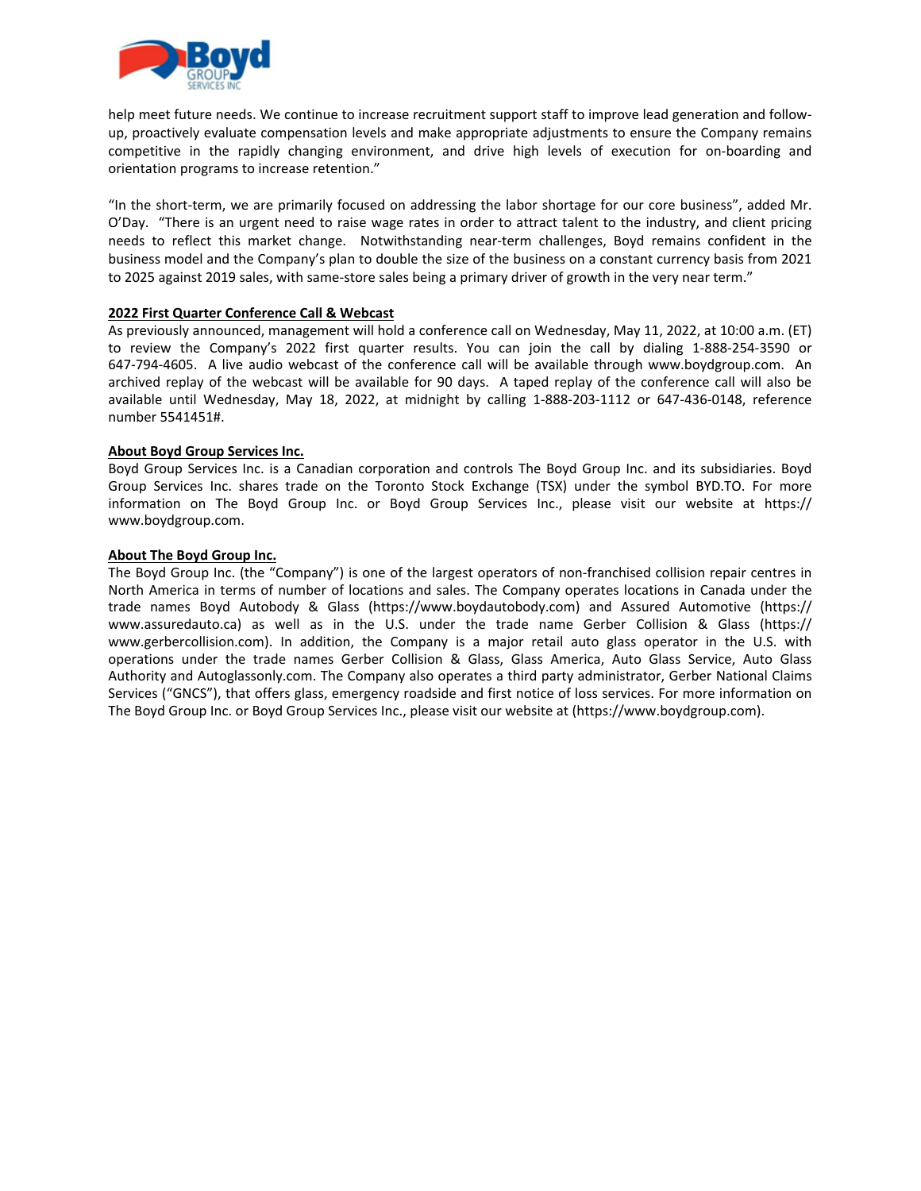help meet future needs. We continue to increase recruitment support staff to improve lead generation and follow-up, proactively evaluate compensation levels and make appropriate adjustments to ensure the Company remains competitive in the rapidly changing environment, and drive high levels of execution for on-boarding and orientation programs to increase retention."

"In the short-term, we are primarily focused on addressing the labor shortage for our core business", added Mr. O'Day. "There is an urgent need to raise wage rates in order to attract talent to the industry, and client pricing needs to reflect this market change. Notwithstanding near-term challenges, Boyd remains confident in the business model and the Company's plan to double the size of the business on a constant currency basis from 2021 to 2025 against 2019 sales, with same-store sales being a primary driver of growth in the very near term."

**2022 First Quarter Conference Call & Webcast**

As previously announced, management will hold a conference call on Wednesday, May 11, 2022, at 10:00 a.m. (ET) to review the Company's 2022 first quarter results. You can join the call by dialing 1-888-254-3590 or 647-794-4605. A live audio webcast of the conference call will be available through www.boydgroup.com. An archived replay of the webcast will be available for 90 days. A taped replay of the conference call will also be available until Wednesday, May 18, 2022, at midnight by calling 1-888-203-1112 or 647-436-0148, reference number 5541451#.

**About Boyd Group Services Inc.**

Boyd Group Services Inc. is a Canadian corporation and controls The Boyd Group Inc. and its subsidiaries. Boyd Group Services Inc. shares trade on the Toronto Stock Exchange (TSX) under the symbol BYD.TO. For more information on The Boyd Group Inc. or Boyd Group Services Inc., please visit our website at https://www.boydgroup.com.

**About The Boyd Group Inc.**

The Boyd Group Inc. (the "Company") is one of the largest operators of non-franchised collision repair centres in North America in terms of number of locations and sales. The Company operates locations in Canada under the trade names Boyd Autobody & Glass (https://www.boydautobody.com) and Assured Automotive (https://www.assuredauto.ca) as well as in the U.S. under the trade name Gerber Collision & Glass (https://www.gerbercollision.com). In addition, the Company is a major retail auto glass operator in the U.S. with operations under the trade names Gerber Collision & Glass, Glass America, Auto Glass Service, Auto Glass Authority and Autoglassonly.com. The Company also operates a third party administrator, Gerber National Claims Services ("GNCS"), that offers glass, emergency roadside and first notice of loss services. For more information on The Boyd Group Inc. or Boyd Group Services Inc., please visit our website at (https://www.boydgroup.com).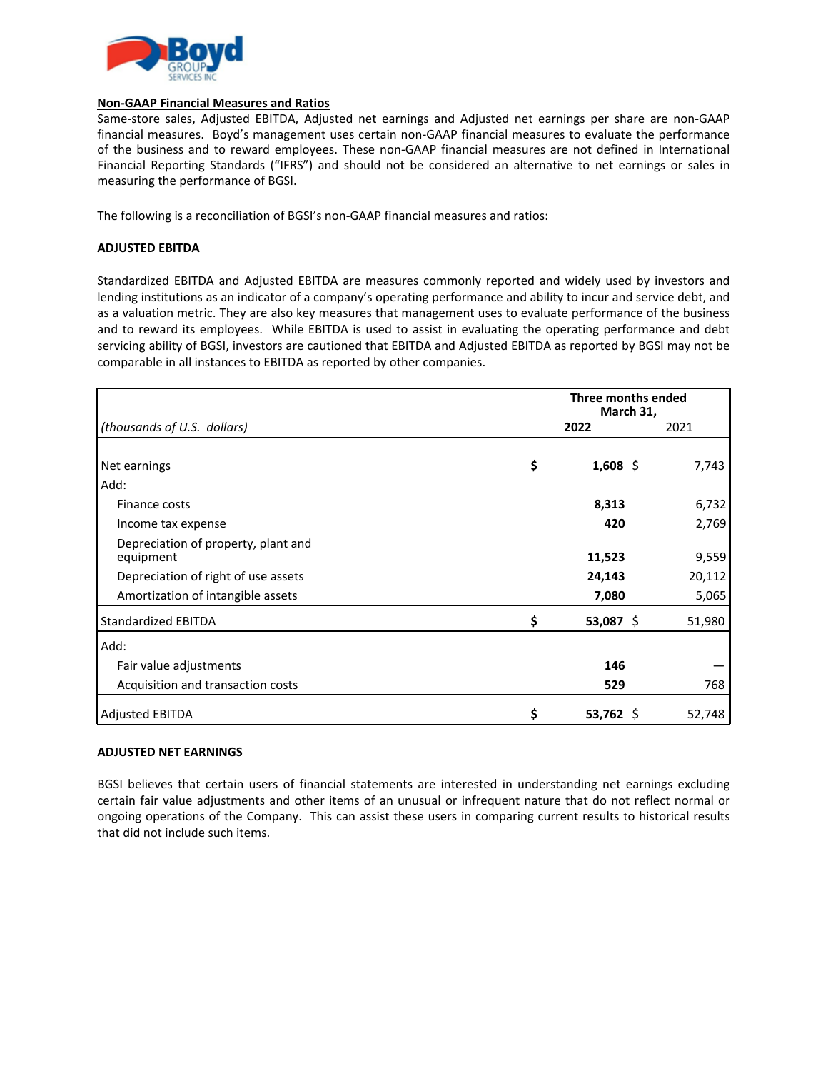## Non-GAAP Financial Measures and Ratios

Same-store sales, Adjusted EBITDA, Adjusted net earnings and Adjusted net earnings per share are non-GAAP financial measures. Boyd's management uses certain non-GAAP financial measures to evaluate the performance of the business and to reward employees. These non-GAAP financial measures are not defined in International Financial Reporting Standards ("IFRS") and should not be considered an alternative to net earnings or sales in measuring the performance of BGSI.

The following is a reconciliation of BGSI's non-GAAP financial measures and ratios:

### ADJUSTED EBITDA

Standardized EBITDA and Adjusted EBITDA are measures commonly reported and widely used by investors and lending institutions as an indicator of a company's operating performance and ability to incur and service debt, and as a valuation metric. They are also key measures that management uses to evaluate performance of the business and to reward its employees. While EBITDA is used to assist in evaluating the operating performance and debt servicing ability of BGSI, investors are cautioned that EBITDA and Adjusted EBITDA as reported by BGSI may not be comparable in all instances to EBITDA as reported by other companies.

| *(thousands of U.S. dollars)* | Three months ended March 31, 2022 | 2021 |
|---|---|---|
| Net earnings | **$ 1,608** | $ 7,743 |
| Add: | | |
| Finance costs | **8,313** | 6,732 |
| Income tax expense | **420** | 2,769 |
| Depreciation of property, plant and equipment | **11,523** | 9,559 |
| Depreciation of right of use assets | **24,143** | 20,112 |
| Amortization of intangible assets | **7,080** | 5,065 |
| Standardized EBITDA | **$ 53,087** | $ 51,980 |
| Add: | | |
| Fair value adjustments | **146** | — |
| Acquisition and transaction costs | **529** | 768 |
| Adjusted EBITDA | **$ 53,762** | $ 52,748 |

### ADJUSTED NET EARNINGS

BGSI believes that certain users of financial statements are interested in understanding net earnings excluding certain fair value adjustments and other items of an unusual or infrequent nature that do not reflect normal or ongoing operations of the Company. This can assist these users in comparing current results to historical results that did not include such items.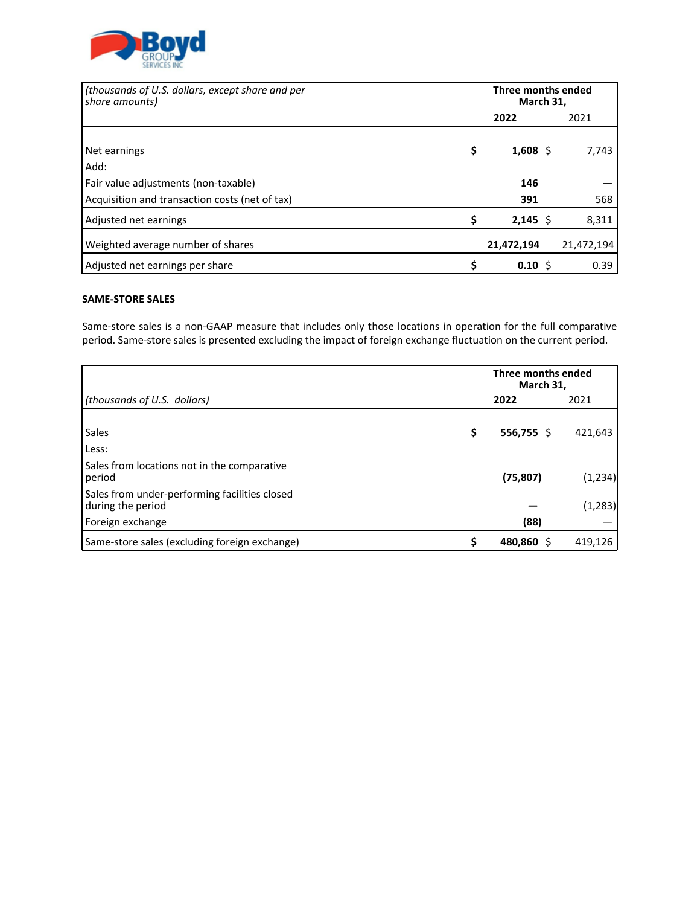| (thousands of U.S. dollars, except share and per share amounts) | Three months ended March 31, | |
|---|---|---|
| | **2022** | 2021 |
| Net earnings | **$ 1,608** | $ 7,743 |
| Add: | | |
| Fair value adjustments (non-taxable) | **146** | — |
| Acquisition and transaction costs (net of tax) | **391** | 568 |
| Adjusted net earnings | **$ 2,145** | $ 8,311 |
| Weighted average number of shares | **21,472,194** | 21,472,194 |
| Adjusted net earnings per share | **$ 0.10** | $ 0.39 |

**SAME-STORE SALES**

Same-store sales is a non-GAAP measure that includes only those locations in operation for the full comparative period. Same-store sales is presented excluding the impact of foreign exchange fluctuation on the current period.

| (thousands of U.S. dollars) | Three months ended March 31, | |
|---|---|---|
| | **2022** | 2021 |
| Sales | **$ 556,755** | $ 421,643 |
| Less: | | |
| Sales from locations not in the comparative period | **(75,807)** | (1,234) |
| Sales from under-performing facilities closed during the period | **—** | (1,283) |
| Foreign exchange | **(88)** | — |
| Same-store sales (excluding foreign exchange) | **$ 480,860** | $ 419,126 |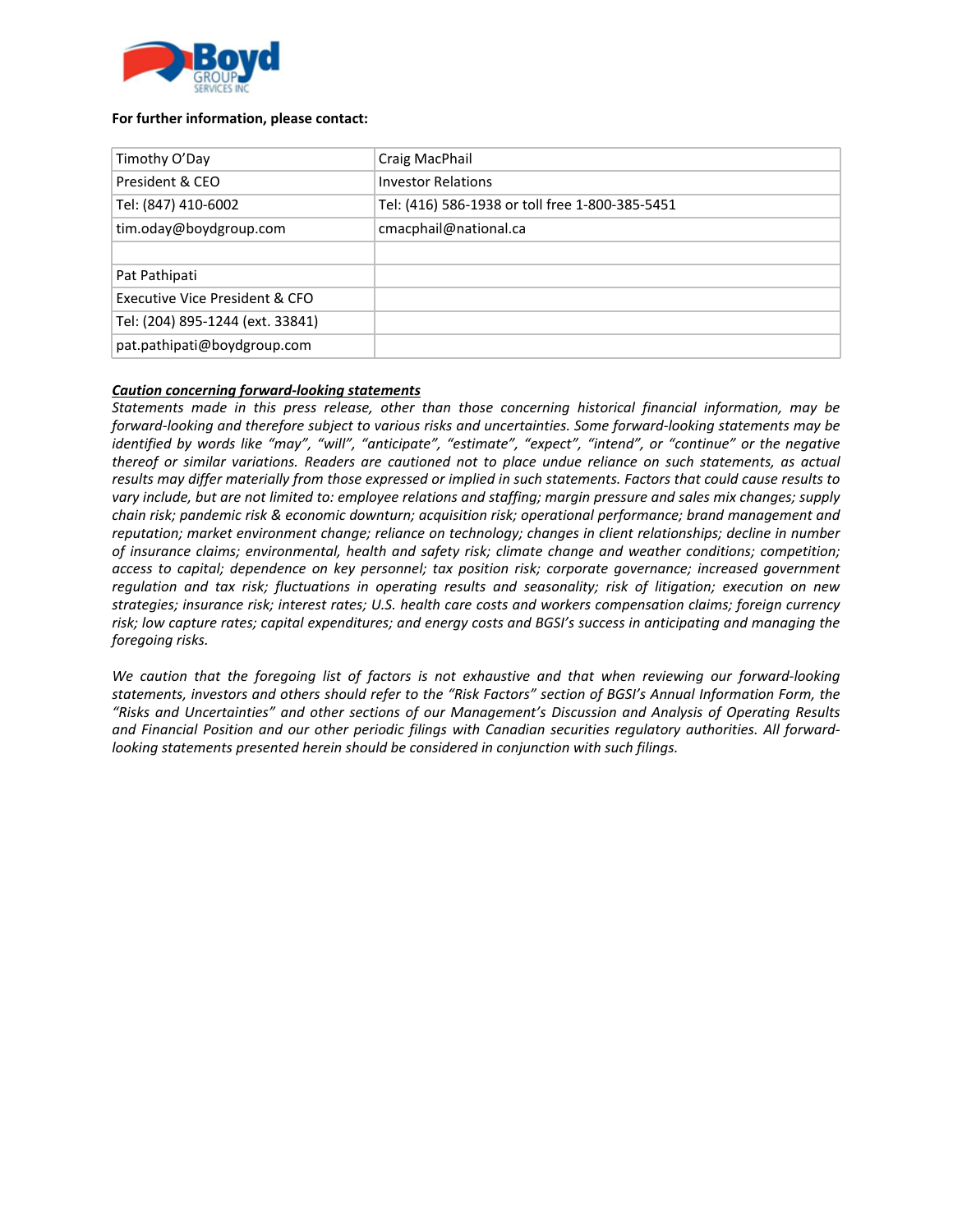**For further information, please contact:**

| | |
|---|---|
| Timothy O'Day | Craig MacPhail |
| President & CEO | Investor Relations |
| Tel: (847) 410-6002 | Tel: (416) 586-1938 or toll free 1-800-385-5451 |
| tim.oday@boydgroup.com | cmacphail@national.ca |
| | |
| Pat Pathipati | |
| Executive Vice President & CFO | |
| Tel: (204) 895-1244 (ext. 33841) | |
| pat.pathipati@boydgroup.com | |

***<u>Caution concerning forward-looking statements</u>***

*Statements made in this press release, other than those concerning historical financial information, may be forward-looking and therefore subject to various risks and uncertainties. Some forward-looking statements may be identified by words like "may", "will", "anticipate", "estimate", "expect", "intend", or "continue" or the negative thereof or similar variations. Readers are cautioned not to place undue reliance on such statements, as actual results may differ materially from those expressed or implied in such statements. Factors that could cause results to vary include, but are not limited to: employee relations and staffing; margin pressure and sales mix changes; supply chain risk; pandemic risk & economic downturn; acquisition risk; operational performance; brand management and reputation; market environment change; reliance on technology; changes in client relationships; decline in number of insurance claims; environmental, health and safety risk; climate change and weather conditions; competition; access to capital; dependence on key personnel; tax position risk; corporate governance; increased government regulation and tax risk; fluctuations in operating results and seasonality; risk of litigation; execution on new strategies; insurance risk; interest rates; U.S. health care costs and workers compensation claims; foreign currency risk; low capture rates; capital expenditures; and energy costs and BGSI's success in anticipating and managing the foregoing risks.*

*We caution that the foregoing list of factors is not exhaustive and that when reviewing our forward-looking statements, investors and others should refer to the "Risk Factors" section of BGSI's Annual Information Form, the "Risks and Uncertainties" and other sections of our Management's Discussion and Analysis of Operating Results and Financial Position and our other periodic filings with Canadian securities regulatory authorities. All forward-looking statements presented herein should be considered in conjunction with such filings.*